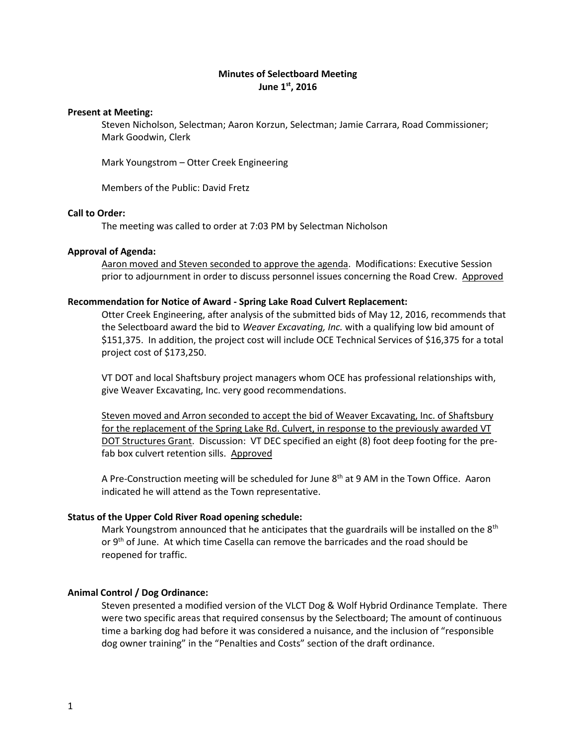**Minutes of Selectboard Meeting**
**June 1st, 2016**

**Present at Meeting:**

Steven Nicholson, Selectman; Aaron Korzun, Selectman; Jamie Carrara, Road Commissioner; Mark Goodwin, Clerk

Mark Youngstrom – Otter Creek Engineering

Members of the Public: David Fretz

**Call to Order:**

The meeting was called to order at 7:03 PM by Selectman Nicholson

**Approval of Agenda:**

<u>Aaron moved and Steven seconded to approve the agenda</u>. Modifications: Executive Session prior to adjournment in order to discuss personnel issues concerning the Road Crew. <u>Approved</u>

**Recommendation for Notice of Award - Spring Lake Road Culvert Replacement:**

Otter Creek Engineering, after analysis of the submitted bids of May 12, 2016, recommends that the Selectboard award the bid to *Weaver Excavating, Inc.* with a qualifying low bid amount of $151,375. In addition, the project cost will include OCE Technical Services of $16,375 for a total project cost of $173,250.

VT DOT and local Shaftsbury project managers whom OCE has professional relationships with, give Weaver Excavating, Inc. very good recommendations.

<u>Steven moved and Arron seconded to accept the bid of Weaver Excavating, Inc. of Shaftsbury for the replacement of the Spring Lake Rd. Culvert, in response to the previously awarded VT DOT Structures Grant</u>. Discussion: VT DEC specified an eight (8) foot deep footing for the pre-fab box culvert retention sills. <u>Approved</u>

A Pre-Construction meeting will be scheduled for June 8th at 9 AM in the Town Office. Aaron indicated he will attend as the Town representative.

**Status of the Upper Cold River Road opening schedule:**

Mark Youngstrom announced that he anticipates that the guardrails will be installed on the 8th or 9th of June. At which time Casella can remove the barricades and the road should be reopened for traffic.

**Animal Control / Dog Ordinance:**

Steven presented a modified version of the VLCT Dog & Wolf Hybrid Ordinance Template. There were two specific areas that required consensus by the Selectboard; The amount of continuous time a barking dog had before it was considered a nuisance, and the inclusion of "responsible dog owner training" in the "Penalties and Costs" section of the draft ordinance.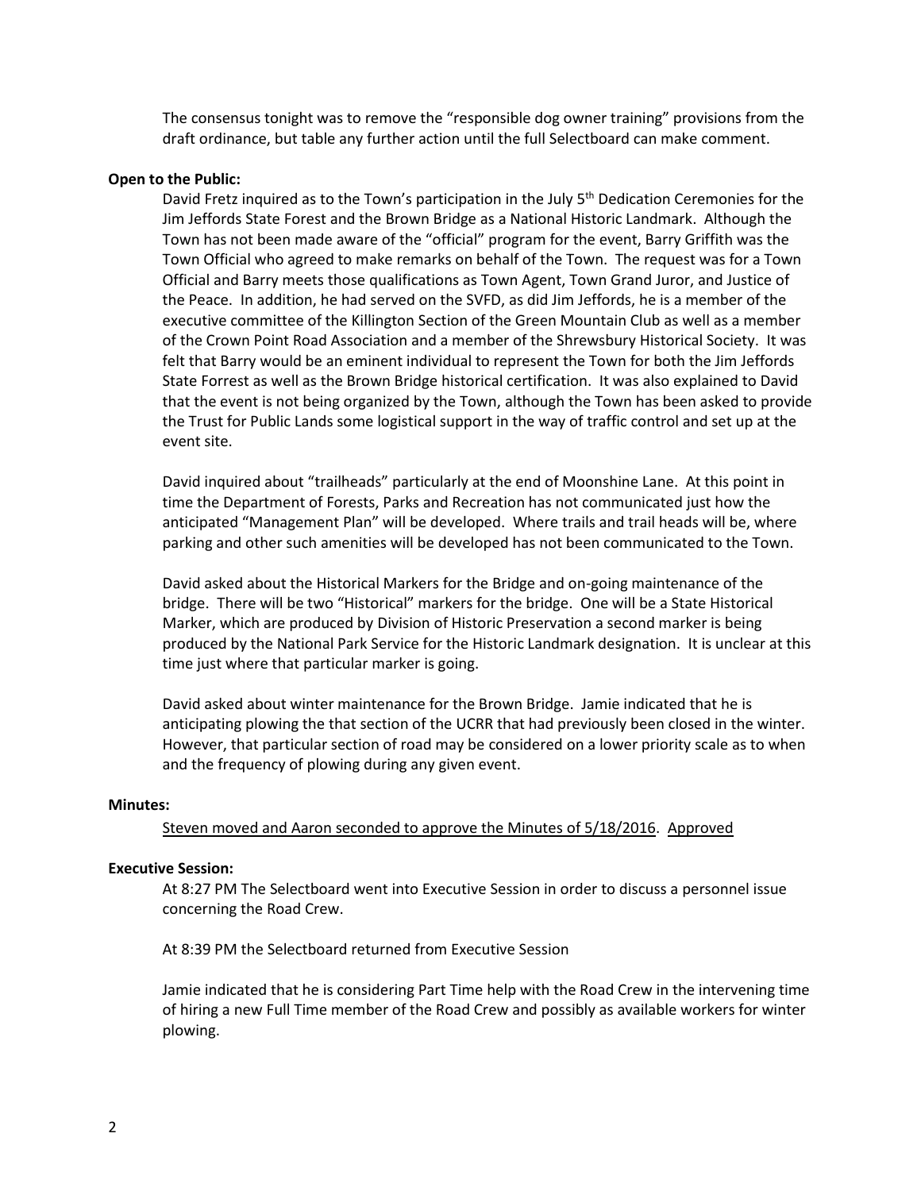The consensus tonight was to remove the "responsible dog owner training" provisions from the draft ordinance, but table any further action until the full Selectboard can make comment.

**Open to the Public:**

David Fretz inquired as to the Town's participation in the July 5th Dedication Ceremonies for the Jim Jeffords State Forest and the Brown Bridge as a National Historic Landmark. Although the Town has not been made aware of the "official" program for the event, Barry Griffith was the Town Official who agreed to make remarks on behalf of the Town. The request was for a Town Official and Barry meets those qualifications as Town Agent, Town Grand Juror, and Justice of the Peace. In addition, he had served on the SVFD, as did Jim Jeffords, he is a member of the executive committee of the Killington Section of the Green Mountain Club as well as a member of the Crown Point Road Association and a member of the Shrewsbury Historical Society. It was felt that Barry would be an eminent individual to represent the Town for both the Jim Jeffords State Forrest as well as the Brown Bridge historical certification. It was also explained to David that the event is not being organized by the Town, although the Town has been asked to provide the Trust for Public Lands some logistical support in the way of traffic control and set up at the event site.

David inquired about "trailheads" particularly at the end of Moonshine Lane. At this point in time the Department of Forests, Parks and Recreation has not communicated just how the anticipated "Management Plan" will be developed. Where trails and trail heads will be, where parking and other such amenities will be developed has not been communicated to the Town.

David asked about the Historical Markers for the Bridge and on-going maintenance of the bridge. There will be two "Historical" markers for the bridge. One will be a State Historical Marker, which are produced by Division of Historic Preservation a second marker is being produced by the National Park Service for the Historic Landmark designation. It is unclear at this time just where that particular marker is going.

David asked about winter maintenance for the Brown Bridge. Jamie indicated that he is anticipating plowing the that section of the UCRR that had previously been closed in the winter. However, that particular section of road may be considered on a lower priority scale as to when and the frequency of plowing during any given event.

**Minutes:**

<u>Steven moved and Aaron seconded to approve the Minutes of 5/18/2016</u>. <u>Approved</u>

**Executive Session:**

At 8:27 PM The Selectboard went into Executive Session in order to discuss a personnel issue concerning the Road Crew.

At 8:39 PM the Selectboard returned from Executive Session

Jamie indicated that he is considering Part Time help with the Road Crew in the intervening time of hiring a new Full Time member of the Road Crew and possibly as available workers for winter plowing.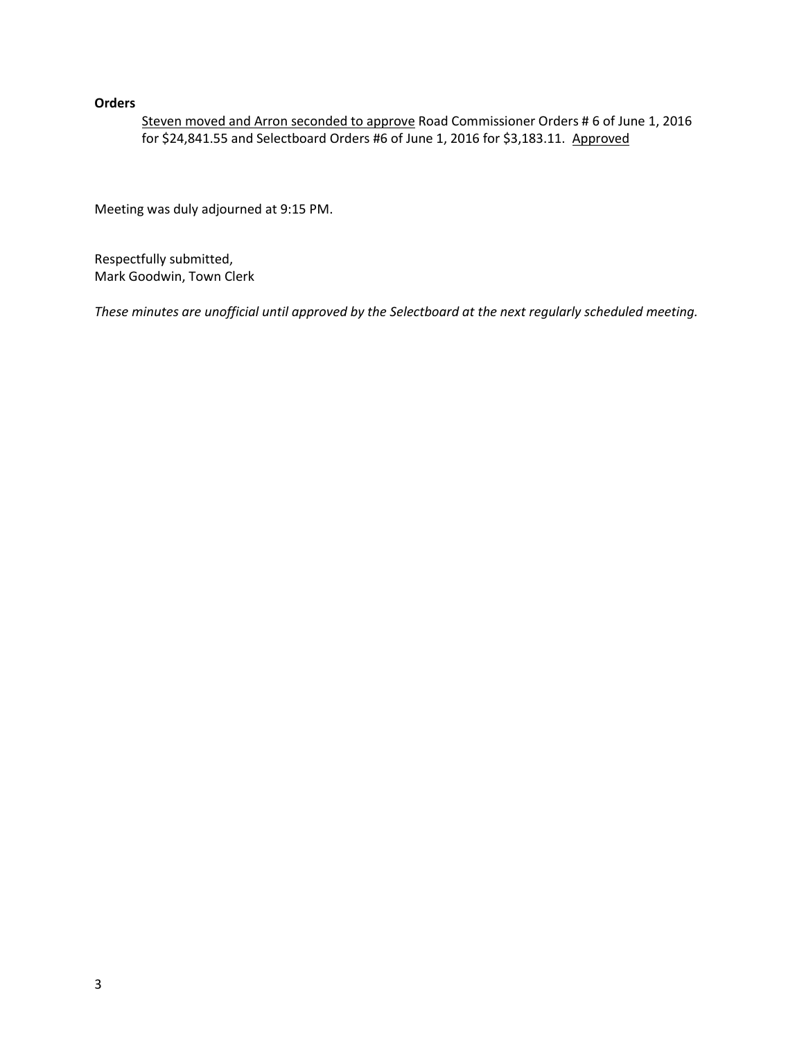**Orders**

Steven moved and Arron seconded to approve Road Commissioner Orders # 6 of June 1, 2016 for $24,841.55 and Selectboard Orders #6 of June 1, 2016 for $3,183.11. Approved

Meeting was duly adjourned at 9:15 PM.

Respectfully submitted,
Mark Goodwin, Town Clerk

*These minutes are unofficial until approved by the Selectboard at the next regularly scheduled meeting.*